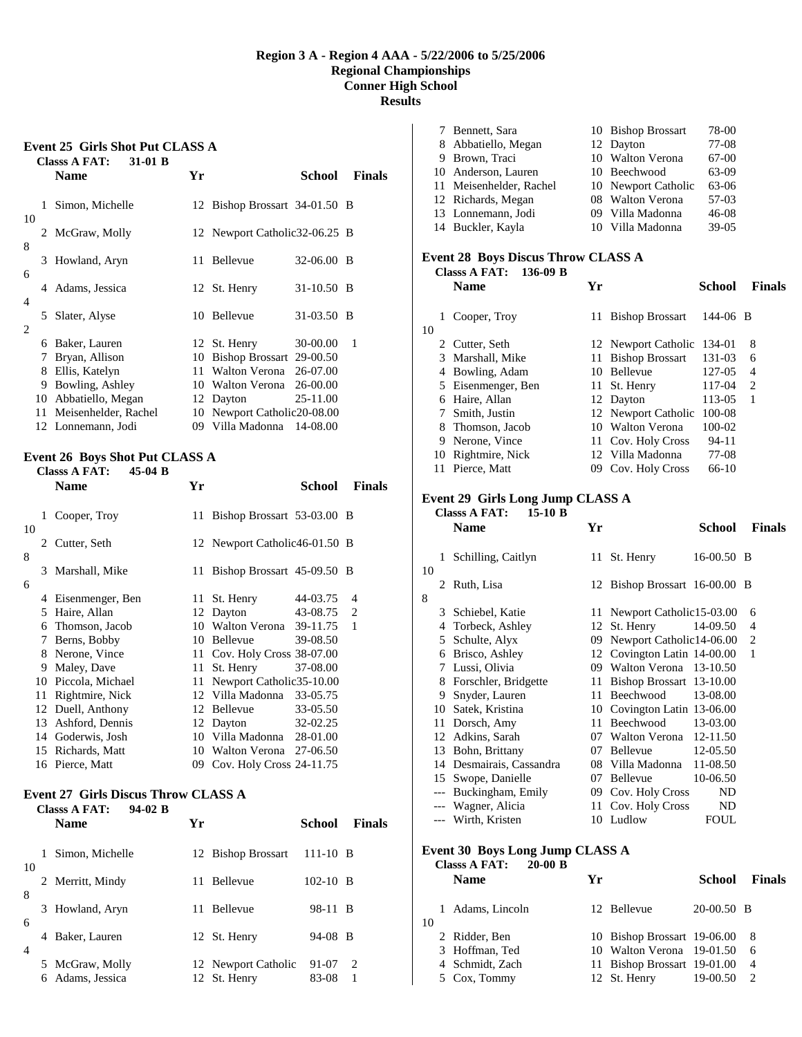# Region 3 A - Region 4 AAA - 5/22/2006 to 5/25/2006
## Regional Championships
## Conner High School
## Results

### Event 25 Girls Shot Put CLASS A

Classs A FAT: 31-01 B

| | Name | Yr | School | Finals | |
|---|---|---|---|---|---|
| 1 | Simon, Michelle | 12 | Bishop Brossart | 34-01.50 | B | 10 |
| 2 | McGraw, Molly | 12 | Newport Catholic | 32-06.25 | B | 8 |
| 3 | Howland, Aryn | 11 | Bellevue | 32-06.00 | B | 6 |
| 4 | Adams, Jessica | 12 | St. Henry | 31-10.50 | B | 4 |
| 5 | Slater, Alyse | 10 | Bellevue | 31-03.50 | B | 2 |
| 6 | Baker, Lauren | 12 | St. Henry | 30-00.00 | | 1 |
| 7 | Bryan, Allison | 10 | Bishop Brossart | 29-00.50 | | |
| 8 | Ellis, Katelyn | 11 | Walton Verona | 26-07.00 | | |
| 9 | Bowling, Ashley | 10 | Walton Verona | 26-00.00 | | |
| 10 | Abbatiello, Megan | 12 | Dayton | 25-11.00 | | |
| 11 | Meisenhelder, Rachel | 10 | Newport Catholic | 20-08.00 | | |
| 12 | Lonnemann, Jodi | 09 | Villa Madonna | 14-08.00 | | |

### Event 26 Boys Shot Put CLASS A

Classs A FAT: 45-04 B

| | Name | Yr | School | Finals | |
|---|---|---|---|---|---|
| 1 | Cooper, Troy | 11 | Bishop Brossart | 53-03.00 | B | 10 |
| 2 | Cutter, Seth | 12 | Newport Catholic | 46-01.50 | B | 8 |
| 3 | Marshall, Mike | 11 | Bishop Brossart | 45-09.50 | B | 6 |
| 4 | Eisenmenger, Ben | 11 | St. Henry | 44-03.75 | | 4 |
| 5 | Haire, Allan | 12 | Dayton | 43-08.75 | | 2 |
| 6 | Thomson, Jacob | 10 | Walton Verona | 39-11.75 | | 1 |
| 7 | Berns, Bobby | 10 | Bellevue | 39-08.50 | | |
| 8 | Nerone, Vince | 11 | Cov. Holy Cross | 38-07.00 | | |
| 9 | Maley, Dave | 11 | St. Henry | 37-08.00 | | |
| 10 | Piccola, Michael | 11 | Newport Catholic | 35-10.00 | | |
| 11 | Rightmire, Nick | 12 | Villa Madonna | 33-05.75 | | |
| 12 | Duell, Anthony | 12 | Bellevue | 33-05.50 | | |
| 13 | Ashford, Dennis | 12 | Dayton | 32-02.25 | | |
| 14 | Goderwis, Josh | 10 | Villa Madonna | 28-01.00 | | |
| 15 | Richards, Matt | 10 | Walton Verona | 27-06.50 | | |
| 16 | Pierce, Matt | 09 | Cov. Holy Cross | 24-11.75 | | |

### Event 27 Girls Discus Throw CLASS A

Classs A FAT: 94-02 B

| | Name | Yr | School | Finals | |
|---|---|---|---|---|---|
| 1 | Simon, Michelle | 12 | Bishop Brossart | 111-10 | B | 10 |
| 2 | Merritt, Mindy | 11 | Bellevue | 102-10 | B | 8 |
| 3 | Howland, Aryn | 11 | Bellevue | 98-11 | B | 6 |
| 4 | Baker, Lauren | 12 | St. Henry | 94-08 | B | 4 |
| 5 | McGraw, Molly | 12 | Newport Catholic | 91-07 | | 2 |
| 6 | Adams, Jessica | 12 | St. Henry | 83-08 | | 1 |
| 7 | Bennett, Sara | 10 | Bishop Brossart | 78-00 | | |
| 8 | Abbatiello, Megan | 12 | Dayton | 77-08 | | |
| 9 | Brown, Traci | 10 | Walton Verona | 67-00 | | |
| 10 | Anderson, Lauren | 10 | Beechwood | 63-09 | | |
| 11 | Meisenhelder, Rachel | 10 | Newport Catholic | 63-06 | | |
| 12 | Richards, Megan | 08 | Walton Verona | 57-03 | | |
| 13 | Lonnemann, Jodi | 09 | Villa Madonna | 46-08 | | |
| 14 | Buckler, Kayla | 10 | Villa Madonna | 39-05 | | |

### Event 28 Boys Discus Throw CLASS A

Classs A FAT: 136-09 B

| | Name | Yr | School | Finals | |
|---|---|---|---|---|---|
| 1 | Cooper, Troy | 11 | Bishop Brossart | 144-06 | B | 10 |
| 2 | Cutter, Seth | 12 | Newport Catholic | 134-01 | | 8 |
| 3 | Marshall, Mike | 11 | Bishop Brossart | 131-03 | | 6 |
| 4 | Bowling, Adam | 10 | Bellevue | 127-05 | | 4 |
| 5 | Eisenmenger, Ben | 11 | St. Henry | 117-04 | | 2 |
| 6 | Haire, Allan | 12 | Dayton | 113-05 | | 1 |
| 7 | Smith, Justin | 12 | Newport Catholic | 100-08 | | |
| 8 | Thomson, Jacob | 10 | Walton Verona | 100-02 | | |
| 9 | Nerone, Vince | 11 | Cov. Holy Cross | 94-11 | | |
| 10 | Rightmire, Nick | 12 | Villa Madonna | 77-08 | | |
| 11 | Pierce, Matt | 09 | Cov. Holy Cross | 66-10 | | |

### Event 29 Girls Long Jump CLASS A

Classs A FAT: 15-10 B

| | Name | Yr | School | Finals | |
|---|---|---|---|---|---|
| 1 | Schilling, Caitlyn | 11 | St. Henry | 16-00.50 | B | 10 |
| 2 | Ruth, Lisa | 12 | Bishop Brossart | 16-00.00 | B | 8 |
| 3 | Schiebel, Katie | 11 | Newport Catholic | 15-03.00 | | 6 |
| 4 | Torbeck, Ashley | 12 | St. Henry | 14-09.50 | | 4 |
| 5 | Schulte, Alyx | 09 | Newport Catholic | 14-06.00 | | 2 |
| 6 | Brisco, Ashley | 12 | Covington Latin | 14-00.00 | | 1 |
| 7 | Lussi, Olivia | 09 | Walton Verona | 13-10.50 | | |
| 8 | Forschler, Bridgette | 11 | Bishop Brossart | 13-10.00 | | |
| 9 | Snyder, Lauren | 11 | Beechwood | 13-08.00 | | |
| 10 | Satek, Kristina | 10 | Covington Latin | 13-06.00 | | |
| 11 | Dorsch, Amy | 11 | Beechwood | 13-03.00 | | |
| 12 | Adkins, Sarah | 07 | Walton Verona | 12-11.50 | | |
| 13 | Bohn, Brittany | 07 | Bellevue | 12-05.50 | | |
| 14 | Desmairais, Cassandra | 08 | Villa Madonna | 11-08.50 | | |
| 15 | Swope, Danielle | 07 | Bellevue | 10-06.50 | | |
| --- | Buckingham, Emily | 09 | Cov. Holy Cross | ND | | |
| --- | Wagner, Alicia | 11 | Cov. Holy Cross | ND | | |
| --- | Wirth, Kristen | 10 | Ludlow | FOUL | | |

### Event 30 Boys Long Jump CLASS A

Classs A FAT: 20-00 B

| | Name | Yr | School | Finals | |
|---|---|---|---|---|---|
| 1 | Adams, Lincoln | 12 | Bellevue | 20-00.50 | B | 10 |
| 2 | Ridder, Ben | 10 | Bishop Brossart | 19-06.00 | | 8 |
| 3 | Hoffman, Ted | 10 | Walton Verona | 19-01.50 | | 6 |
| 4 | Schmidt, Zach | 11 | Bishop Brossart | 19-01.00 | | 4 |
| 5 | Cox, Tommy | 12 | St. Henry | 19-00.50 | | 2 |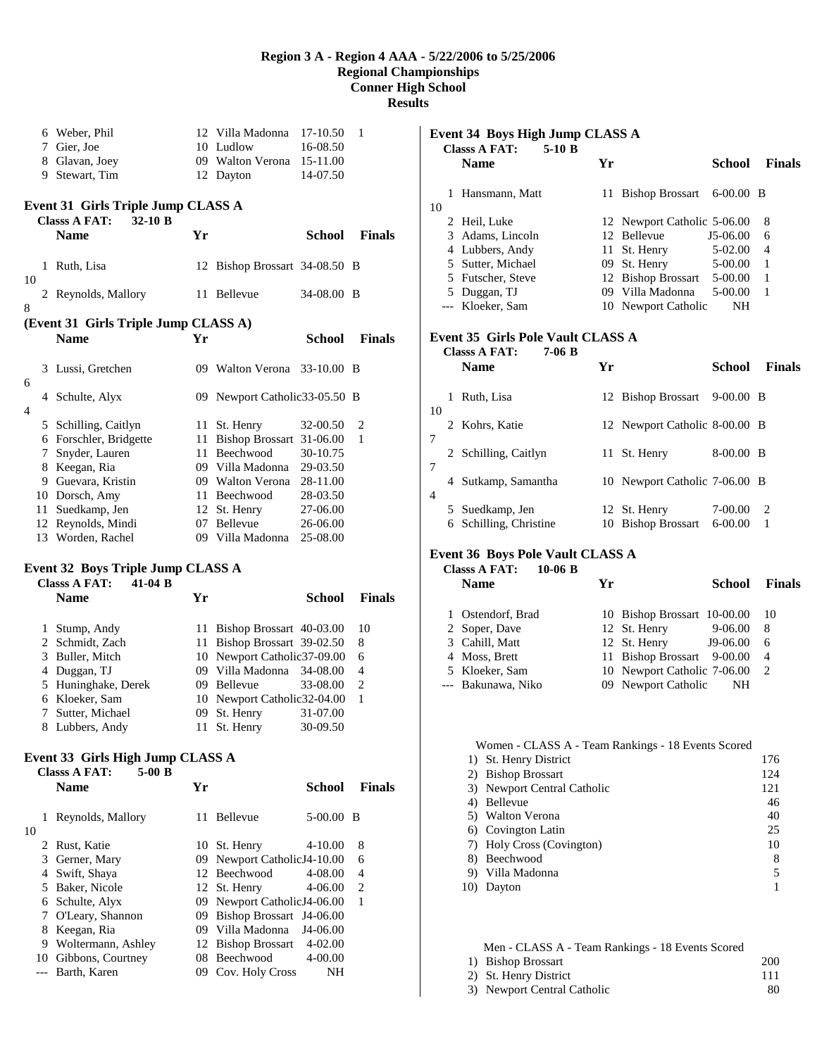# Region 3 A - Region 4 AAA - 5/22/2006 to 5/25/2006
## Regional Championships
## Conner High School
## Results

| | Name | Yr | School | Finals | Points |
|---|---|---|---|---|---|
| 6 | Weber, Phil | 12 | Villa Madonna | 17-10.50 | 1 |
| 7 | Gier, Joe | 10 | Ludlow | 16-08.50 | |
| 8 | Glavan, Joey | 09 | Walton Verona | 15-11.00 | |
| 9 | Stewart, Tim | 12 | Dayton | 14-07.50 | |

### Event 31 Girls Triple Jump CLASS A

**Classs A FAT: 32-10 B**

| | Name | Yr | School | Finals | Points |
|---|---|---|---|---|---|
| 1 | Ruth, Lisa | 12 | Bishop Brossart | 34-08.50 B | 10 |
| 2 | Reynolds, Mallory | 11 | Bellevue | 34-08.00 B | 8 |
| 3 | Lussi, Gretchen | 09 | Walton Verona | 33-10.00 B | 6 |
| 4 | Schulte, Alyx | 09 | Newport Catholic | 33-05.50 B | 4 |
| 5 | Schilling, Caitlyn | 11 | St. Henry | 32-00.50 | 2 |
| 6 | Forschler, Bridgette | 11 | Bishop Brossart | 31-06.00 | 1 |
| 7 | Snyder, Lauren | 11 | Beechwood | 30-10.75 | |
| 8 | Keegan, Ria | 09 | Villa Madonna | 29-03.50 | |
| 9 | Guevara, Kristin | 09 | Walton Verona | 28-11.00 | |
| 10 | Dorsch, Amy | 11 | Beechwood | 28-03.50 | |
| 11 | Suedkamp, Jen | 12 | St. Henry | 27-06.00 | |
| 12 | Reynolds, Mindi | 07 | Bellevue | 26-06.00 | |
| 13 | Worden, Rachel | 09 | Villa Madonna | 25-08.00 | |

### Event 32 Boys Triple Jump CLASS A

**Classs A FAT: 41-04 B**

| | Name | Yr | School | Finals | Points |
|---|---|---|---|---|---|
| 1 | Stump, Andy | 11 | Bishop Brossart | 40-03.00 | 10 |
| 2 | Schmidt, Zach | 11 | Bishop Brossart | 39-02.50 | 8 |
| 3 | Buller, Mitch | 10 | Newport Catholic | 37-09.00 | 6 |
| 4 | Duggan, TJ | 09 | Villa Madonna | 34-08.00 | 4 |
| 5 | Huninghake, Derek | 09 | Bellevue | 33-08.00 | 2 |
| 6 | Kloeker, Sam | 10 | Newport Catholic | 32-04.00 | 1 |
| 7 | Sutter, Michael | 09 | St. Henry | 31-07.00 | |
| 8 | Lubbers, Andy | 11 | St. Henry | 30-09.50 | |

### Event 33 Girls High Jump CLASS A

**Classs A FAT: 5-00 B**

| | Name | Yr | School | Finals | Points |
|---|---|---|---|---|---|
| 1 | Reynolds, Mallory | 11 | Bellevue | 5-00.00 B | 10 |
| 2 | Rust, Katie | 10 | St. Henry | 4-10.00 | 8 |
| 3 | Gerner, Mary | 09 | Newport Catholic | J4-10.00 | 6 |
| 4 | Swift, Shaya | 12 | Beechwood | 4-08.00 | 4 |
| 5 | Baker, Nicole | 12 | St. Henry | 4-06.00 | 2 |
| 6 | Schulte, Alyx | 09 | Newport Catholic | J4-06.00 | 1 |
| 7 | O'Leary, Shannon | 09 | Bishop Brossart | J4-06.00 | |
| 8 | Keegan, Ria | 09 | Villa Madonna | J4-06.00 | |
| 9 | Woltermann, Ashley | 12 | Bishop Brossart | 4-02.00 | |
| 10 | Gibbons, Courtney | 08 | Beechwood | 4-00.00 | |
| --- | Barth, Karen | 09 | Cov. Holy Cross | NH | |

### Event 34 Boys High Jump CLASS A

**Classs A FAT: 5-10 B**

| | Name | Yr | School | Finals | Points |
|---|---|---|---|---|---|
| 1 | Hansmann, Matt | 11 | Bishop Brossart | 6-00.00 B | 10 |
| 2 | Heil, Luke | 12 | Newport Catholic | 5-06.00 | 8 |
| 3 | Adams, Lincoln | 12 | Bellevue | J5-06.00 | 6 |
| 4 | Lubbers, Andy | 11 | St. Henry | 5-02.00 | 4 |
| 5 | Sutter, Michael | 09 | St. Henry | 5-00.00 | 1 |
| 5 | Futscher, Steve | 12 | Bishop Brossart | 5-00.00 | 1 |
| 5 | Duggan, TJ | 09 | Villa Madonna | 5-00.00 | 1 |
| --- | Kloeker, Sam | 10 | Newport Catholic | NH | |

### Event 35 Girls Pole Vault CLASS A

**Classs A FAT: 7-06 B**

| | Name | Yr | School | Finals | Points |
|---|---|---|---|---|---|
| 1 | Ruth, Lisa | 12 | Bishop Brossart | 9-00.00 B | 10 |
| 2 | Kohrs, Katie | 12 | Newport Catholic | 8-00.00 B | 7 |
| 2 | Schilling, Caitlyn | 11 | St. Henry | 8-00.00 B | 7 |
| 4 | Sutkamp, Samantha | 10 | Newport Catholic | 7-06.00 B | 4 |
| 5 | Suedkamp, Jen | 12 | St. Henry | 7-00.00 | 2 |
| 6 | Schilling, Christine | 10 | Bishop Brossart | 6-00.00 | 1 |

### Event 36 Boys Pole Vault CLASS A

**Classs A FAT: 10-06 B**

| | Name | Yr | School | Finals | Points |
|---|---|---|---|---|---|
| 1 | Ostendorf, Brad | 10 | Bishop Brossart | 10-00.00 | 10 |
| 2 | Soper, Dave | 12 | St. Henry | 9-06.00 | 8 |
| 3 | Cahill, Matt | 12 | St. Henry | J9-06.00 | 6 |
| 4 | Moss, Brett | 11 | Bishop Brossart | 9-00.00 | 4 |
| 5 | Kloeker, Sam | 10 | Newport Catholic | 7-06.00 | 2 |
| --- | Bakunawa, Niko | 09 | Newport Catholic | NH | |

**Women - CLASS A - Team Rankings - 18 Events Scored**

| Rank | Team | Points |
|---|---|---|
| 1) | St. Henry District | 176 |
| 2) | Bishop Brossart | 124 |
| 3) | Newport Central Catholic | 121 |
| 4) | Bellevue | 46 |
| 5) | Walton Verona | 40 |
| 6) | Covington Latin | 25 |
| 7) | Holy Cross (Covington) | 10 |
| 8) | Beechwood | 8 |
| 9) | Villa Madonna | 5 |
| 10) | Dayton | 1 |

**Men - CLASS A - Team Rankings - 18 Events Scored**

| Rank | Team | Points |
|---|---|---|
| 1) | Bishop Brossart | 200 |
| 2) | St. Henry District | 111 |
| 3) | Newport Central Catholic | 80 |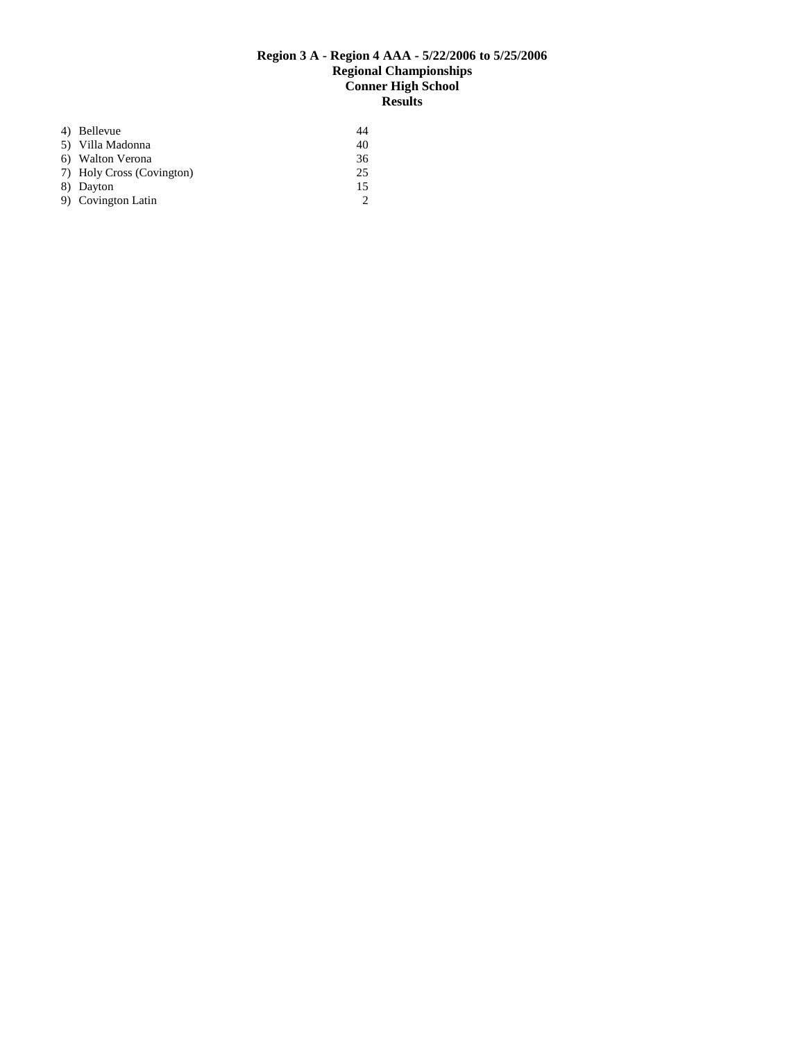**Region 3 A - Region 4 AAA - 5/22/2006 to 5/25/2006**
**Regional Championships**
**Conner High School**
**Results**

| | |
|---|---|
| 4) Bellevue | 44 |
| 5) Villa Madonna | 40 |
| 6) Walton Verona | 36 |
| 7) Holy Cross (Covington) | 25 |
| 8) Dayton | 15 |
| 9) Covington Latin | 2 |